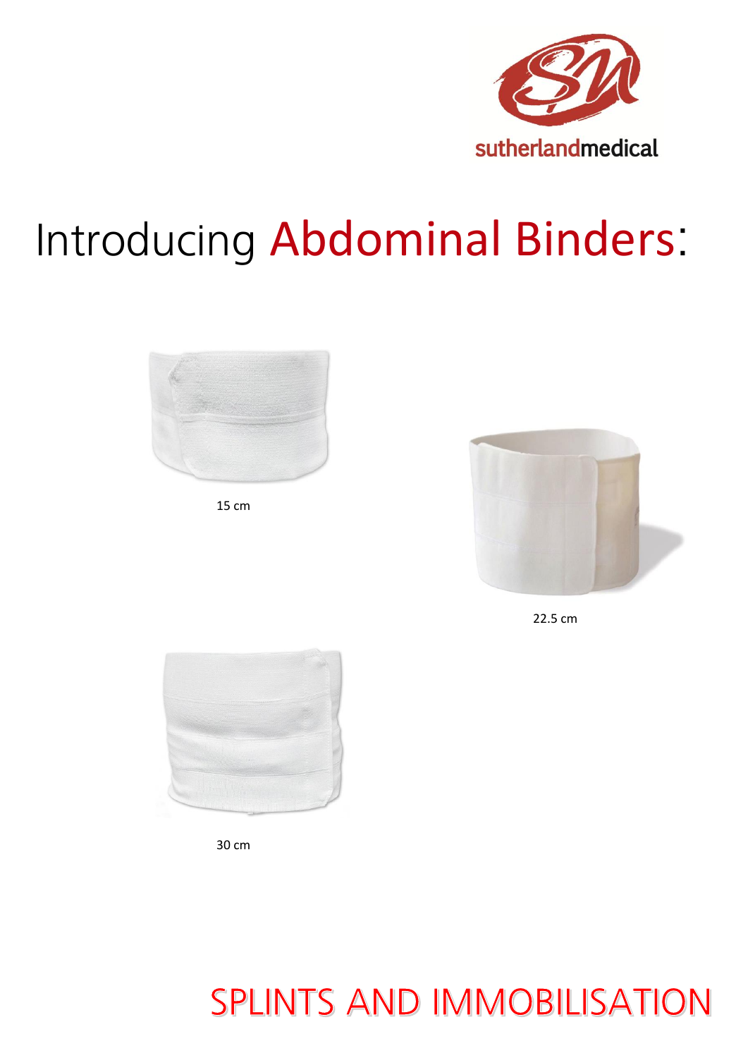sutherlandmedical

# Introducing Abdominal Binders:

15 cm

22.5 cm

30 cm

## SPLINTS AND IMMOBILISATION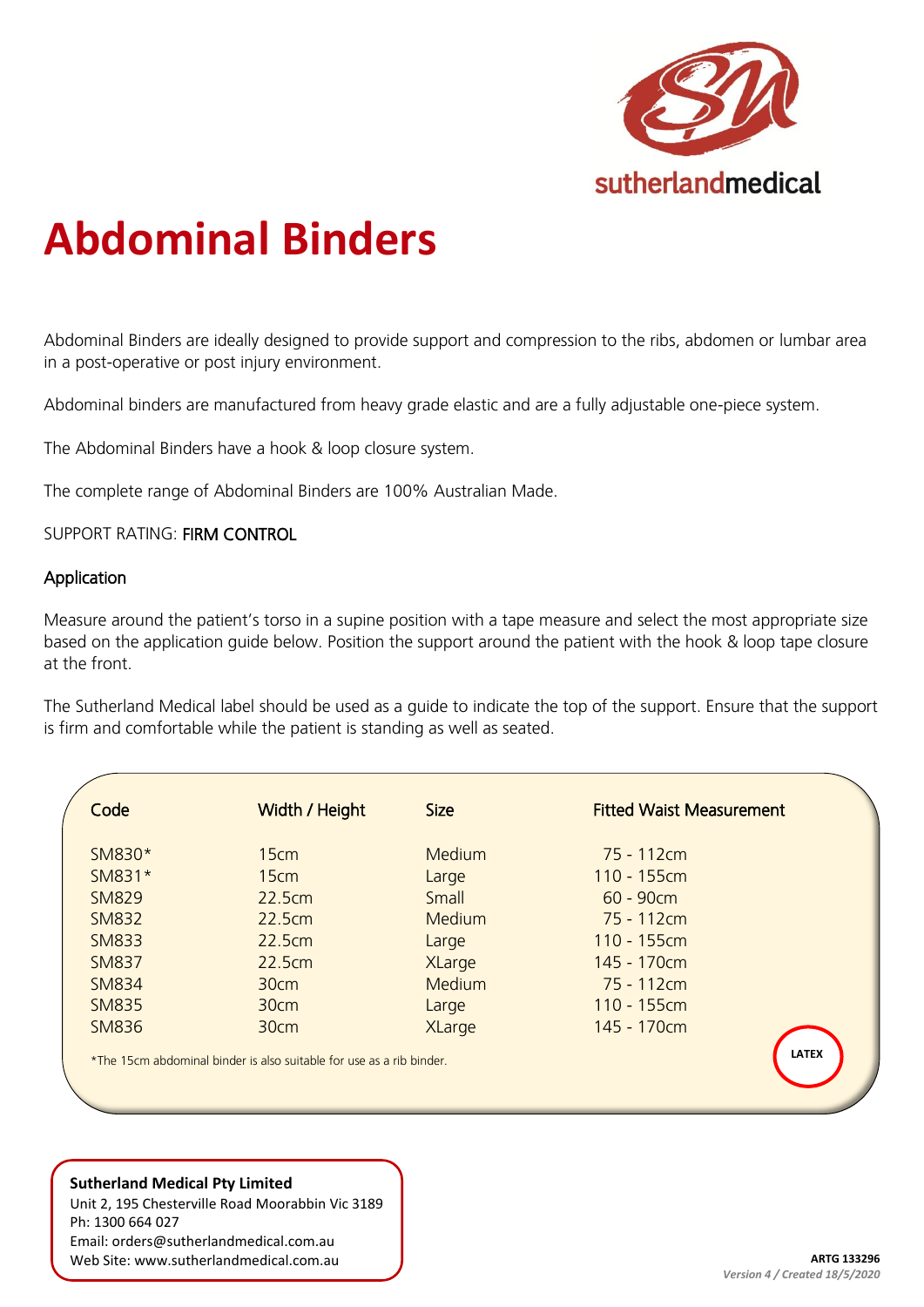sutherlandmedical

# Abdominal Binders

Abdominal Binders are ideally designed to provide support and compression to the ribs, abdomen or lumbar area in a post-operative or post injury environment.

Abdominal binders are manufactured from heavy grade elastic and are a fully adjustable one-piece system.

The Abdominal Binders have a hook & loop closure system.

The complete range of Abdominal Binders are 100% Australian Made.

SUPPORT RATING: FIRM CONTROL

## Application

Measure around the patient's torso in a supine position with a tape measure and select the most appropriate size based on the application guide below. Position the support around the patient with the hook & loop tape closure at the front.

The Sutherland Medical label should be used as a guide to indicate the top of the support. Ensure that the support is firm and comfortable while the patient is standing as well as seated.

| Code | Width / Height | Size | Fitted Waist Measurement |
|---|---|---|---|
| SM830* | 15cm | Medium | 75 - 112cm |
| SM831* | 15cm | Large | 110 - 155cm |
| SM829 | 22.5cm | Small | 60 - 90cm |
| SM832 | 22.5cm | Medium | 75 - 112cm |
| SM833 | 22.5cm | Large | 110 - 155cm |
| SM837 | 22.5cm | XLarge | 145 - 170cm |
| SM834 | 30cm | Medium | 75 - 112cm |
| SM835 | 30cm | Large | 110 - 155cm |
| SM836 | 30cm | XLarge | 145 - 170cm |

*The 15cm abdominal binder is also suitable for use as a rib binder.

LATEX

**Sutherland Medical Pty Limited**
Unit 2, 195 Chesterville Road Moorabbin Vic 3189
Ph: 1300 664 027
Email: orders@sutherlandmedical.com.au
Web Site: www.sutherlandmedical.com.au

**ARTG 133296**
*Version 4 / Created 18/5/2020*